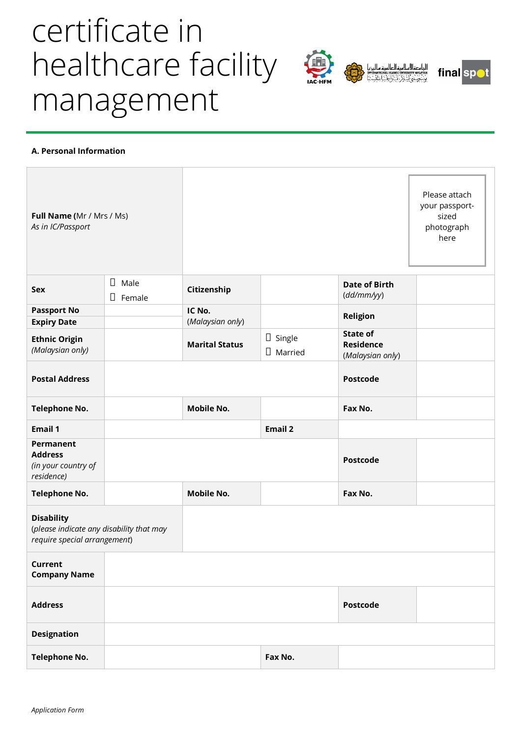# certificate in healthcare facility management

**A. Personal Information**

| | | | | | |
|---|---|---|---|---|---|
| **Full Name** (Mr / Mrs / Ms) *As in IC/Passport* | | | | | Please attach your passport-sized photograph here |
| **Sex** | ☐ Male ☐ Female | **Citizenship** | | **Date of Birth** *(dd/mm/yy)* | |
| **Passport No** | | **IC No.** (*Malaysian only*) | | **Religion** | |
| **Expiry Date** | | | | | |
| **Ethnic Origin** *(Malaysian only)* | | **Marital Status** | ☐ Single ☐ Married | **State of Residence** (*Malaysian only*) | |
| **Postal Address** | | | | **Postcode** | |
| **Telephone No.** | | **Mobile No.** | | **Fax No.** | |
| **Email 1** | | | **Email 2** | | |
| **Permanent Address** *(in your country of residence)* | | | | **Postcode** | |
| **Telephone No.** | | **Mobile No.** | | **Fax No.** | |
| **Disability** (*please indicate any disability that may require special arrangement*) | | | | | |
| **Current Company Name** | | | | | |
| **Address** | | | | **Postcode** | |
| **Designation** | | | | | |
| **Telephone No.** | | | **Fax No.** | | |

*Application Form*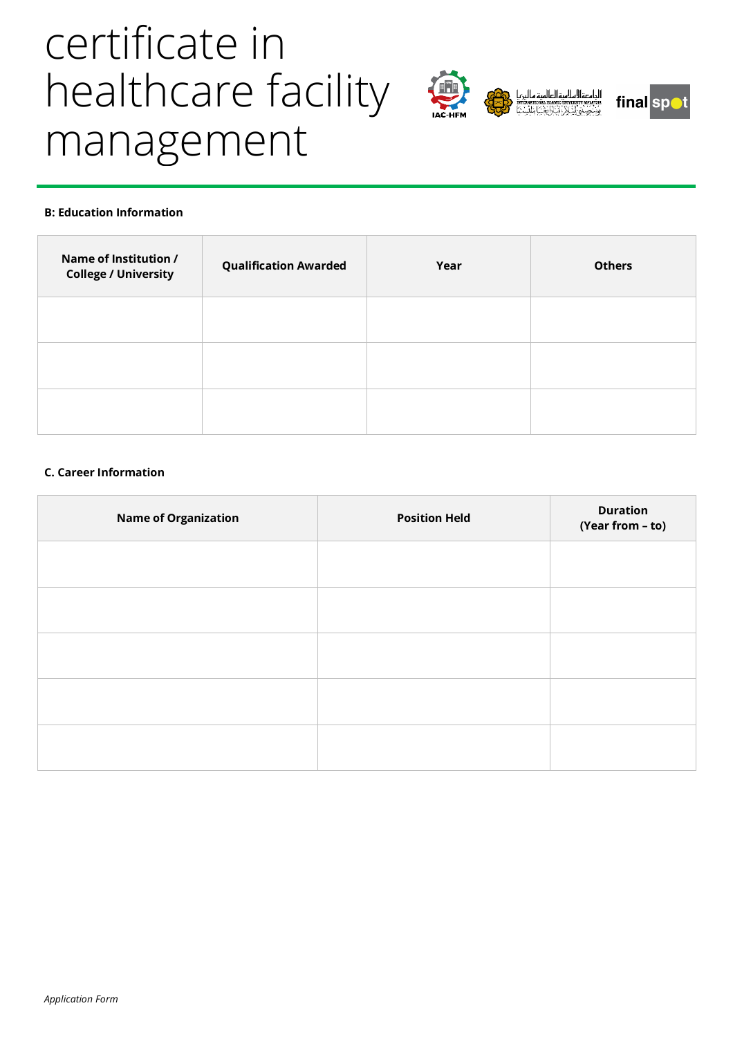# certificate in healthcare facility management

**B: Education Information**

| Name of Institution / College / University | Qualification Awarded | Year | Others |
|---|---|---|---|
| | | | |
| | | | |
| | | | |

**C. Career Information**

| Name of Organization | Position Held | Duration (Year from – to) |
|---|---|---|
| | | |
| | | |
| | | |
| | | |
| | | |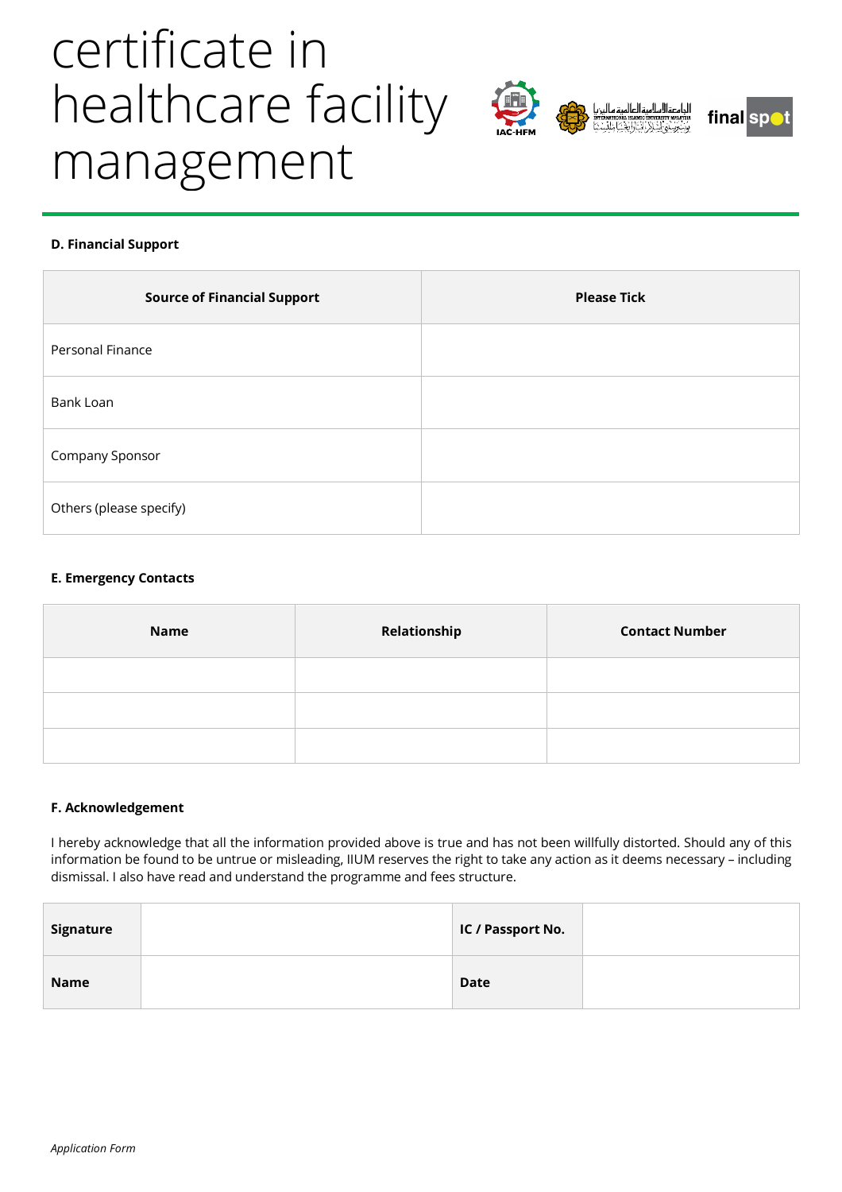# certificate in healthcare facility management

**D. Financial Support**

| Source of Financial Support | Please Tick |
| --- | --- |
| Personal Finance | |
| Bank Loan | |
| Company Sponsor | |
| Others (please specify) | |

**E. Emergency Contacts**

| Name | Relationship | Contact Number |
| --- | --- | --- |
| | | |
| | | |
| | | |

**F. Acknowledgement**

I hereby acknowledge that all the information provided above is true and has not been willfully distorted. Should any of this information be found to be untrue or misleading, IIUM reserves the right to take any action as it deems necessary – including dismissal. I also have read and understand the programme and fees structure.

| **Signature** | | **IC / Passport No.** | |
| --- | --- | --- | --- |
| **Name** | | **Date** | |

*Application Form*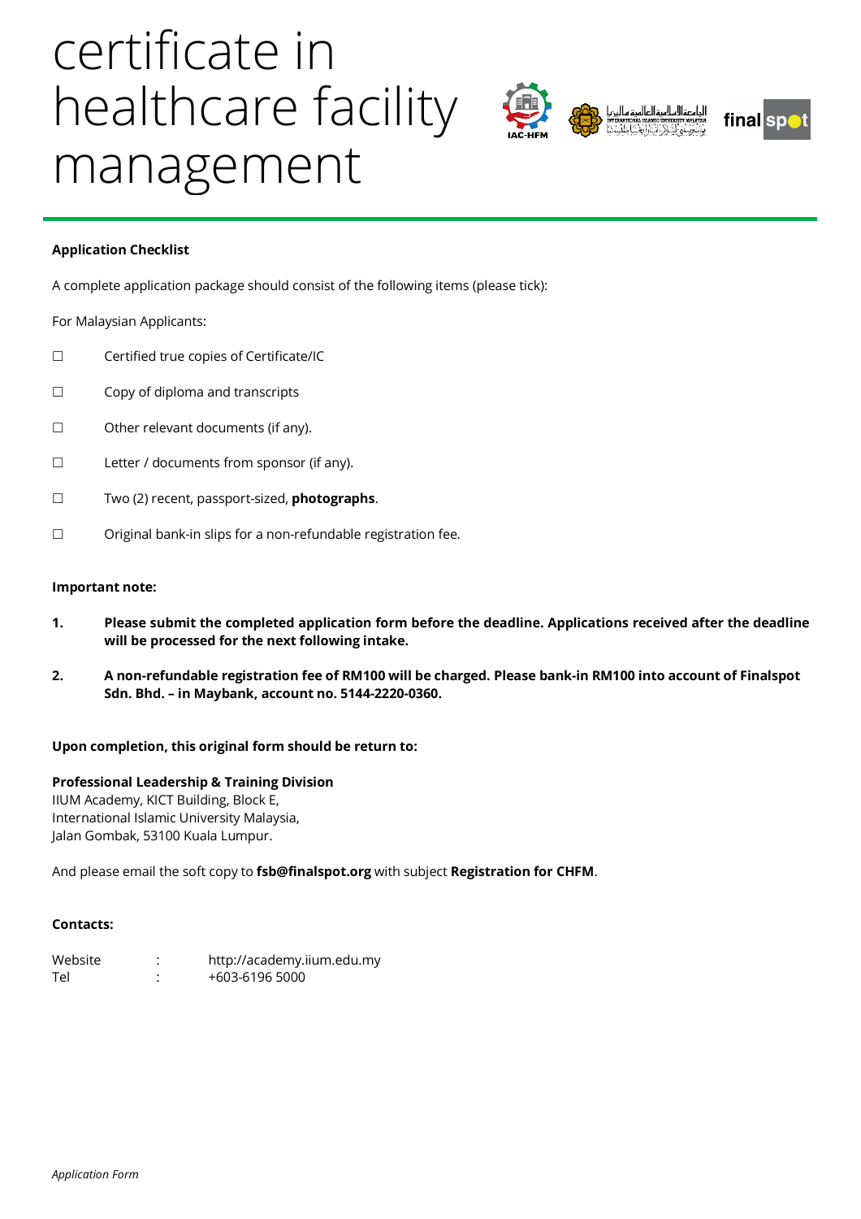# certificate in healthcare facility management

**Application Checklist**

A complete application package should consist of the following items (please tick):

For Malaysian Applicants:

- ☐ Certified true copies of Certificate/IC
- ☐ Copy of diploma and transcripts
- ☐ Other relevant documents (if any).
- ☐ Letter / documents from sponsor (if any).
- ☐ Two (2) recent, passport-sized, **photographs**.
- ☐ Original bank-in slips for a non-refundable registration fee.

**Important note:**

1. **Please submit the completed application form before the deadline. Applications received after the deadline will be processed for the next following intake.**
2. **A non-refundable registration fee of RM100 will be charged. Please bank-in RM100 into account of Finalspot Sdn. Bhd. – in Maybank, account no. 5144-2220-0360.**

**Upon completion, this original form should be return to:**

**Professional Leadership & Training Division**
IIUM Academy, KICT Building, Block E,
International Islamic University Malaysia,
Jalan Gombak, 53100 Kuala Lumpur.

And please email the soft copy to **fsb@finalspot.org** with subject **Registration for CHFM**.

**Contacts:**

| | | |
|---|---|---|
| Website | : | http://academy.iium.edu.my |
| Tel | : | +603-6196 5000 |

*Application Form*